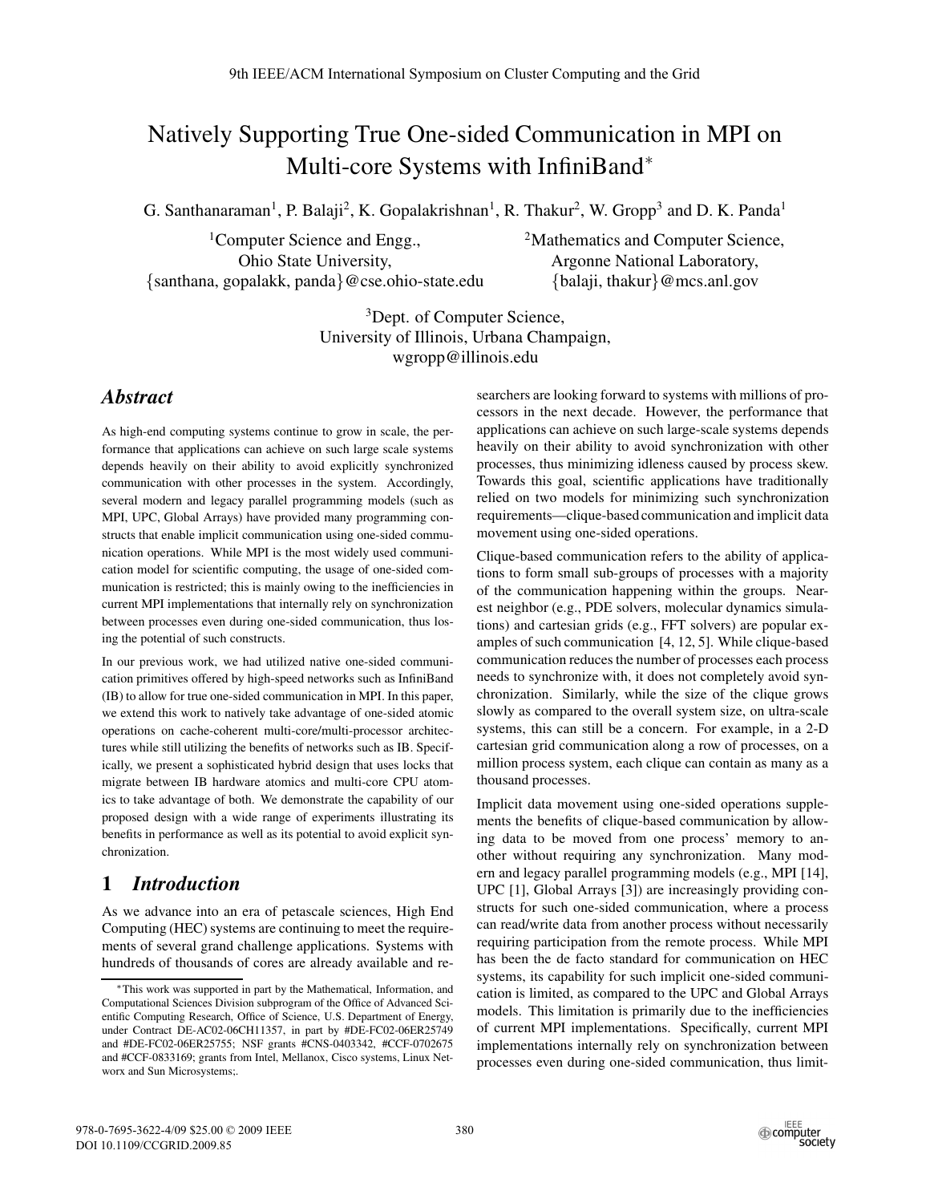# Natively Supporting True One-sided Communication in MPI on Multi-core Systems with InfiniBand*

G. Santhanaraman[1], P. Balaji[2], K. Gopalakrishnan[1], R. Thakur[2], W. Gropp[3] and D. K. Panda[1]

[1]Computer Science and Engg., Ohio State University, {santhana, gopalakk, panda}@cse.ohio-state.edu

[2]Mathematics and Computer Science, Argonne National Laboratory, {balaji, thakur}@mcs.anl.gov

[3]Dept. of Computer Science, University of Illinois, Urbana Champaign, wgropp@illinois.edu

## *Abstract*

As high-end computing systems continue to grow in scale, the performance that applications can achieve on such large scale systems depends heavily on their ability to avoid explicitly synchronized communication with other processes in the system. Accordingly, several modern and legacy parallel programming models (such as MPI, UPC, Global Arrays) have provided many programming constructs that enable implicit communication using one-sided communication operations. While MPI is the most widely used communication model for scientific computing, the usage of one-sided communication is restricted; this is mainly owing to the inefficiencies in current MPI implementations that internally rely on synchronization between processes even during one-sided communication, thus losing the potential of such constructs.

In our previous work, we had utilized native one-sided communication primitives offered by high-speed networks such as InfiniBand (IB) to allow for true one-sided communication in MPI. In this paper, we extend this work to natively take advantage of one-sided atomic operations on cache-coherent multi-core/multi-processor architectures while still utilizing the benefits of networks such as IB. Specifically, we present a sophisticated hybrid design that uses locks that migrate between IB hardware atomics and multi-core CPU atomics to take advantage of both. We demonstrate the capability of our proposed design with a wide range of experiments illustrating its benefits in performance as well as its potential to avoid explicit synchronization.

## 1 *Introduction*

As we advance into an era of petascale sciences, High End Computing (HEC) systems are continuing to meet the requirements of several grand challenge applications. Systems with hundreds of thousands of cores are already available and researchers are looking forward to systems with millions of processors in the next decade. However, the performance that applications can achieve on such large-scale systems depends heavily on their ability to avoid synchronization with other processes, thus minimizing idleness caused by process skew. Towards this goal, scientific applications have traditionally relied on two models for minimizing such synchronization requirements—clique-based communication and implicit data movement using one-sided operations.

Clique-based communication refers to the ability of applications to form small sub-groups of processes with a majority of the communication happening within the groups. Nearest neighbor (e.g., PDE solvers, molecular dynamics simulations) and cartesian grids (e.g., FFT solvers) are popular examples of such communication [4, 12, 5]. While clique-based communication reduces the number of processes each process needs to synchronize with, it does not completely avoid synchronization. Similarly, while the size of the clique grows slowly as compared to the overall system size, on ultra-scale systems, this can still be a concern. For example, in a 2-D cartesian grid communication along a row of processes, on a million process system, each clique can contain as many as a thousand processes.

Implicit data movement using one-sided operations supplements the benefits of clique-based communication by allowing data to be moved from one process' memory to another without requiring any synchronization. Many modern and legacy parallel programming models (e.g., MPI [14], UPC [1], Global Arrays [3]) are increasingly providing constructs for such one-sided communication, where a process can read/write data from another process without necessarily requiring participation from the remote process. While MPI has been the de facto standard for communication on HEC systems, its capability for such implicit one-sided communication is limited, as compared to the UPC and Global Arrays models. This limitation is primarily due to the inefficiencies of current MPI implementations. Specifically, current MPI implementations internally rely on synchronization between processes even during one-sided communication, thus limit-

*This work was supported in part by the Mathematical, Information, and Computational Sciences Division subprogram of the Office of Advanced Scientific Computing Research, Office of Science, U.S. Department of Energy, under Contract DE-AC02-06CH11357, in part by #DE-FC02-06ER25749 and #DE-FC02-06ER25755; NSF grants #CNS-0403342, #CCF-0702675 and #CCF-0833169; grants from Intel, Mellanox, Cisco systems, Linux Networx and Sun Microsystems;.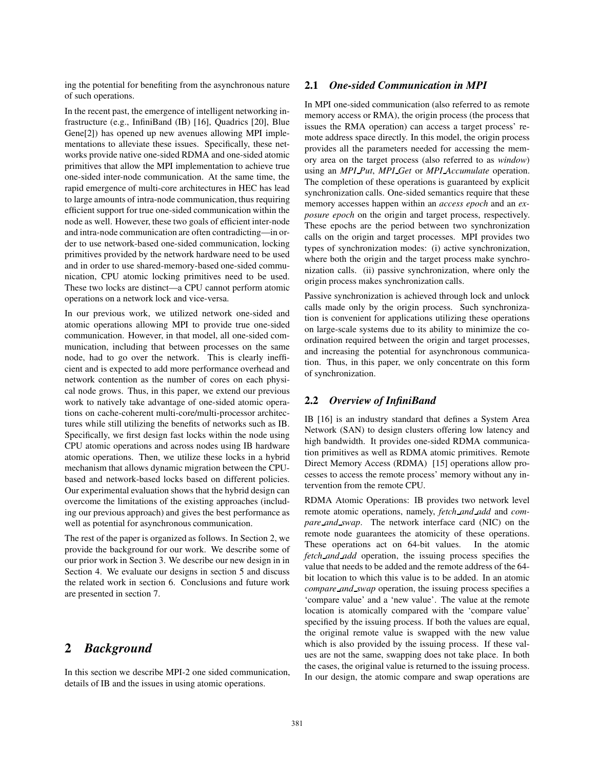ing the potential for benefiting from the asynchronous nature of such operations.

In the recent past, the emergence of intelligent networking infrastructure (e.g., InfiniBand (IB) [16], Quadrics [20], Blue Gene[2]) has opened up new avenues allowing MPI implementations to alleviate these issues. Specifically, these networks provide native one-sided RDMA and one-sided atomic primitives that allow the MPI implementation to achieve true one-sided inter-node communication. At the same time, the rapid emergence of multi-core architectures in HEC has lead to large amounts of intra-node communication, thus requiring efficient support for true one-sided communication within the node as well. However, these two goals of efficient inter-node and intra-node communication are often contradicting—in order to use network-based one-sided communication, locking primitives provided by the network hardware need to be used and in order to use shared-memory-based one-sided communication, CPU atomic locking primitives need to be used. These two locks are distinct—a CPU cannot perform atomic operations on a network lock and vice-versa.

In our previous work, we utilized network one-sided and atomic operations allowing MPI to provide true one-sided communication. However, in that model, all one-sided communication, including that between processes on the same node, had to go over the network. This is clearly inefficient and is expected to add more performance overhead and network contention as the number of cores on each physical node grows. Thus, in this paper, we extend our previous work to natively take advantage of one-sided atomic operations on cache-coherent multi-core/multi-processor architectures while still utilizing the benefits of networks such as IB. Specifically, we first design fast locks within the node using CPU atomic operations and across nodes using IB hardware atomic operations. Then, we utilize these locks in a hybrid mechanism that allows dynamic migration between the CPU-based and network-based locks based on different policies. Our experimental evaluation shows that the hybrid design can overcome the limitations of the existing approaches (including our previous approach) and gives the best performance as well as potential for asynchronous communication.

The rest of the paper is organized as follows. In Section 2, we provide the background for our work. We describe some of our prior work in Section 3. We describe our new design in in Section 4. We evaluate our designs in section 5 and discuss the related work in section 6. Conclusions and future work are presented in section 7.

# 2 *Background*

In this section we describe MPI-2 one sided communication, details of IB and the issues in using atomic operations.

## 2.1 *One-sided Communication in MPI*

In MPI one-sided communication (also referred to as remote memory access or RMA), the origin process (the process that issues the RMA operation) can access a target process' remote address space directly. In this model, the origin process provides all the parameters needed for accessing the memory area on the target process (also referred to as *window*) using an *MPI_Put*, *MPI_Get* or *MPI_Accumulate* operation. The completion of these operations is guaranteed by explicit synchronization calls. One-sided semantics require that these memory accesses happen within an *access epoch* and an *exposure epoch* on the origin and target process, respectively. These epochs are the period between two synchronization calls on the origin and target processes. MPI provides two types of synchronization modes: (i) active synchronization, where both the origin and the target process make synchronization calls. (ii) passive synchronization, where only the origin process makes synchronization calls.

Passive synchronization is achieved through lock and unlock calls made only by the origin process. Such synchronization is convenient for applications utilizing these operations on large-scale systems due to its ability to minimize the coordination required between the origin and target processes, and increasing the potential for asynchronous communication. Thus, in this paper, we only concentrate on this form of synchronization.

## 2.2 *Overview of InfiniBand*

IB [16] is an industry standard that defines a System Area Network (SAN) to design clusters offering low latency and high bandwidth. It provides one-sided RDMA communication primitives as well as RDMA atomic primitives. Remote Direct Memory Access (RDMA) [15] operations allow processes to access the remote process' memory without any intervention from the remote CPU.

RDMA Atomic Operations: IB provides two network level remote atomic operations, namely, *fetch_and_add* and *compare_and_swap*. The network interface card (NIC) on the remote node guarantees the atomicity of these operations. These operations act on 64-bit values. In the atomic *fetch_and_add* operation, the issuing process specifies the value that needs to be added and the remote address of the 64-bit location to which this value is to be added. In an atomic *compare_and_swap* operation, the issuing process specifies a 'compare value' and a 'new value'. The value at the remote location is atomically compared with the 'compare value' specified by the issuing process. If both the values are equal, the original remote value is swapped with the new value which is also provided by the issuing process. If these values are not the same, swapping does not take place. In both the cases, the original value is returned to the issuing process. In our design, the atomic compare and swap operations are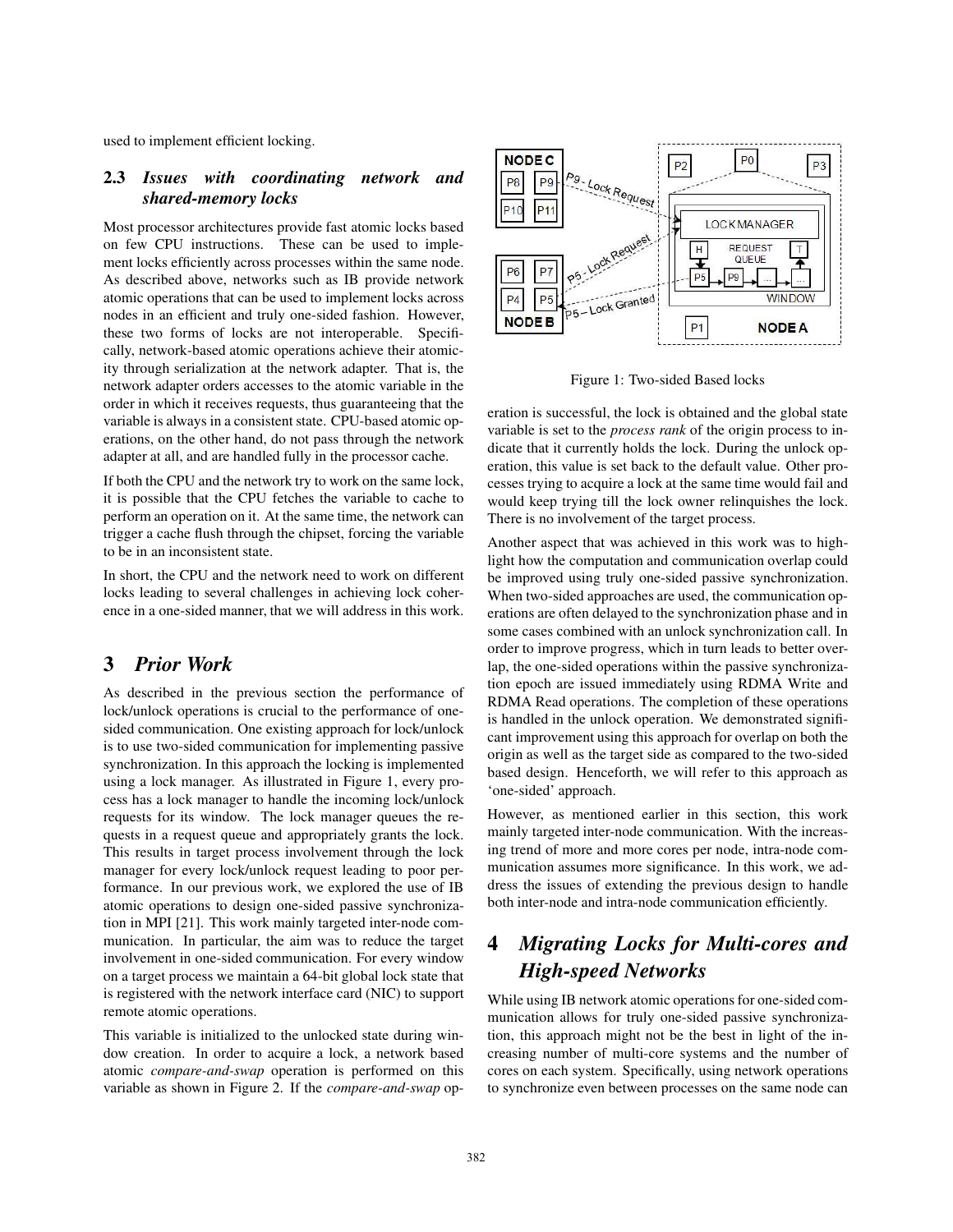used to implement efficient locking.

### 2.3 *Issues with coordinating network and shared-memory locks*

Most processor architectures provide fast atomic locks based on few CPU instructions. These can be used to implement locks efficiently across processes within the same node. As described above, networks such as IB provide network atomic operations that can be used to implement locks across nodes in an efficient and truly one-sided fashion. However, these two forms of locks are not interoperable. Specifically, network-based atomic operations achieve their atomicity through serialization at the network adapter. That is, the network adapter orders accesses to the atomic variable in the order in which it receives requests, thus guaranteeing that the variable is always in a consistent state. CPU-based atomic operations, on the other hand, do not pass through the network adapter at all, and are handled fully in the processor cache.

If both the CPU and the network try to work on the same lock, it is possible that the CPU fetches the variable to cache to perform an operation on it. At the same time, the network can trigger a cache flush through the chipset, forcing the variable to be in an inconsistent state.

In short, the CPU and the network need to work on different locks leading to several challenges in achieving lock coherence in a one-sided manner, that we will address in this work.

## 3 *Prior Work*

As described in the previous section the performance of lock/unlock operations is crucial to the performance of one-sided communication. One existing approach for lock/unlock is to use two-sided communication for implementing passive synchronization. In this approach the locking is implemented using a lock manager. As illustrated in Figure 1, every process has a lock manager to handle the incoming lock/unlock requests for its window. The lock manager queues the requests in a request queue and appropriately grants the lock. This results in target process involvement through the lock manager for every lock/unlock request leading to poor performance. In our previous work, we explored the use of IB atomic operations to design one-sided passive synchronization in MPI [21]. This work mainly targeted inter-node communication. In particular, the aim was to reduce the target involvement in one-sided communication. For every window on a target process we maintain a 64-bit global lock state that is registered with the network interface card (NIC) to support remote atomic operations.

This variable is initialized to the unlocked state during window creation. In order to acquire a lock, a network based atomic *compare-and-swap* operation is performed on this variable as shown in Figure 2. If the *compare-and-swap* operation is successful, the lock is obtained and the global state variable is set to the *process rank* of the origin process to indicate that it currently holds the lock. During the unlock operation, this value is set back to the default value. Other processes trying to acquire a lock at the same time would fail and would keep trying till the lock owner relinquishes the lock. There is no involvement of the target process.

Figure 1: Two-sided Based locks

Another aspect that was achieved in this work was to highlight how the computation and communication overlap could be improved using truly one-sided passive synchronization. When two-sided approaches are used, the communication operations are often delayed to the synchronization phase and in some cases combined with an unlock synchronization call. In order to improve progress, which in turn leads to better overlap, the one-sided operations within the passive synchronization epoch are issued immediately using RDMA Write and RDMA Read operations. The completion of these operations is handled in the unlock operation. We demonstrated significant improvement using this approach for overlap on both the origin as well as the target side as compared to the two-sided based design. Henceforth, we will refer to this approach as 'one-sided' approach.

However, as mentioned earlier in this section, this work mainly targeted inter-node communication. With the increasing trend of more and more cores per node, intra-node communication assumes more significance. In this work, we address the issues of extending the previous design to handle both inter-node and intra-node communication efficiently.

## 4 *Migrating Locks for Multi-cores and High-speed Networks*

While using IB network atomic operations for one-sided communication allows for truly one-sided passive synchronization, this approach might not be the best in light of the increasing number of multi-core systems and the number of cores on each system. Specifically, using network operations to synchronize even between processes on the same node can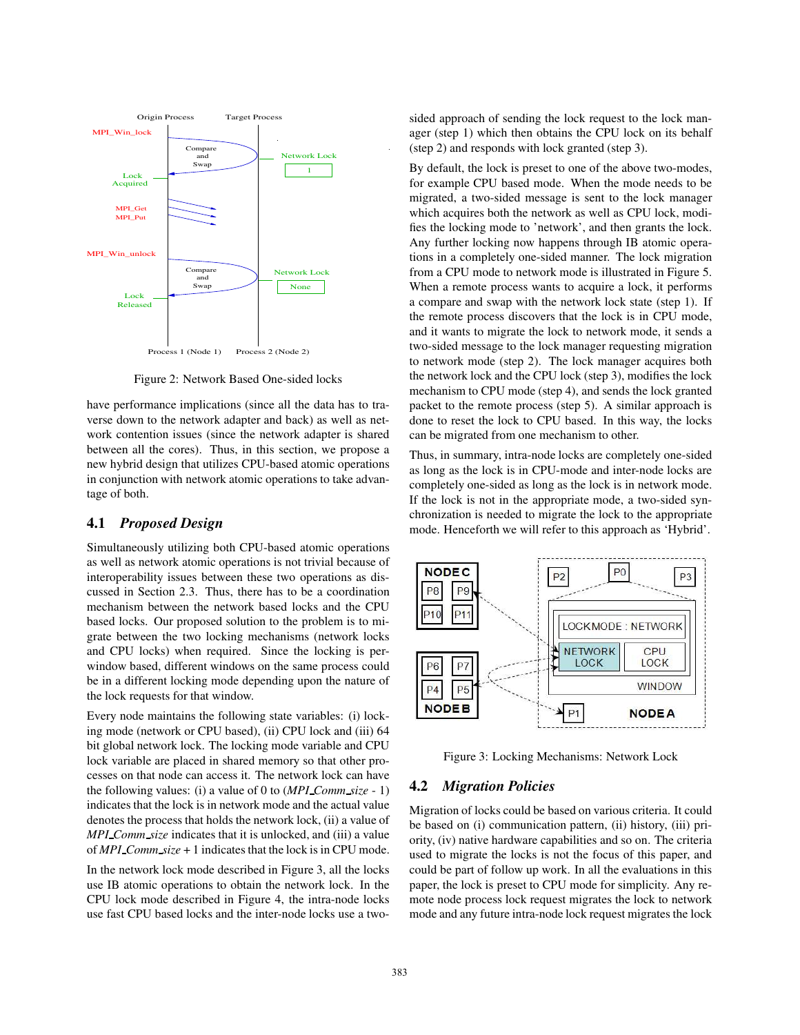Figure 2: Network Based One-sided locks

have performance implications (since all the data has to traverse down to the network adapter and back) as well as network contention issues (since the network adapter is shared between all the cores). Thus, in this section, we propose a new hybrid design that utilizes CPU-based atomic operations in conjunction with network atomic operations to take advantage of both.

## 4.1 *Proposed Design*

Simultaneously utilizing both CPU-based atomic operations as well as network atomic operations is not trivial because of interoperability issues between these two operations as discussed in Section 2.3. Thus, there has to be a coordination mechanism between the network based locks and the CPU based locks. Our proposed solution to the problem is to migrate between the two locking mechanisms (network locks and CPU locks) when required. Since the locking is per-window based, different windows on the same process could be in a different locking mode depending upon the nature of the lock requests for that window.

Every node maintains the following state variables: (i) locking mode (network or CPU based), (ii) CPU lock and (iii) 64 bit global network lock. The locking mode variable and CPU lock variable are placed in shared memory so that other processes on that node can access it. The network lock can have the following values: (i) a value of 0 to (*MPI_Comm_size* - 1) indicates that the lock is in network mode and the actual value denotes the process that holds the network lock, (ii) a value of *MPI_Comm_size* indicates that it is unlocked, and (iii) a value of *MPI_Comm_size* + 1 indicates that the lock is in CPU mode.

In the network lock mode described in Figure 3, all the locks use IB atomic operations to obtain the network lock. In the CPU lock mode described in Figure 4, the intra-node locks use fast CPU based locks and the inter-node locks use a two-sided approach of sending the lock request to the lock manager (step 1) which then obtains the CPU lock on its behalf (step 2) and responds with lock granted (step 3).

By default, the lock is preset to one of the above two-modes, for example CPU based mode. When the mode needs to be migrated, a two-sided message is sent to the lock manager which acquires both the network as well as CPU lock, modifies the locking mode to 'network', and then grants the lock. Any further locking now happens through IB atomic operations in a completely one-sided manner. The lock migration from a CPU mode to network mode is illustrated in Figure 5. When a remote process wants to acquire a lock, it performs a compare and swap with the network lock state (step 1). If the remote process discovers that the lock is in CPU mode, and it wants to migrate the lock to network mode, it sends a two-sided message to the lock manager requesting migration to network mode (step 2). The lock manager acquires both the network lock and the CPU lock (step 3), modifies the lock mechanism to CPU mode (step 4), and sends the lock granted packet to the remote process (step 5). A similar approach is done to reset the lock to CPU based. In this way, the locks can be migrated from one mechanism to other.

Thus, in summary, intra-node locks are completely one-sided as long as the lock is in CPU-mode and inter-node locks are completely one-sided as long as the lock is in network mode. If the lock is not in the appropriate mode, a two-sided synchronization is needed to migrate the lock to the appropriate mode. Henceforth we will refer to this approach as 'Hybrid'.

Figure 3: Locking Mechanisms: Network Lock

## 4.2 *Migration Policies*

Migration of locks could be based on various criteria. It could be based on (i) communication pattern, (ii) history, (iii) priority, (iv) native hardware capabilities and so on. The criteria used to migrate the locks is not the focus of this paper, and could be part of follow up work. In all the evaluations in this paper, the lock is preset to CPU mode for simplicity. Any remote node process lock request migrates the lock to network mode and any future intra-node lock request migrates the lock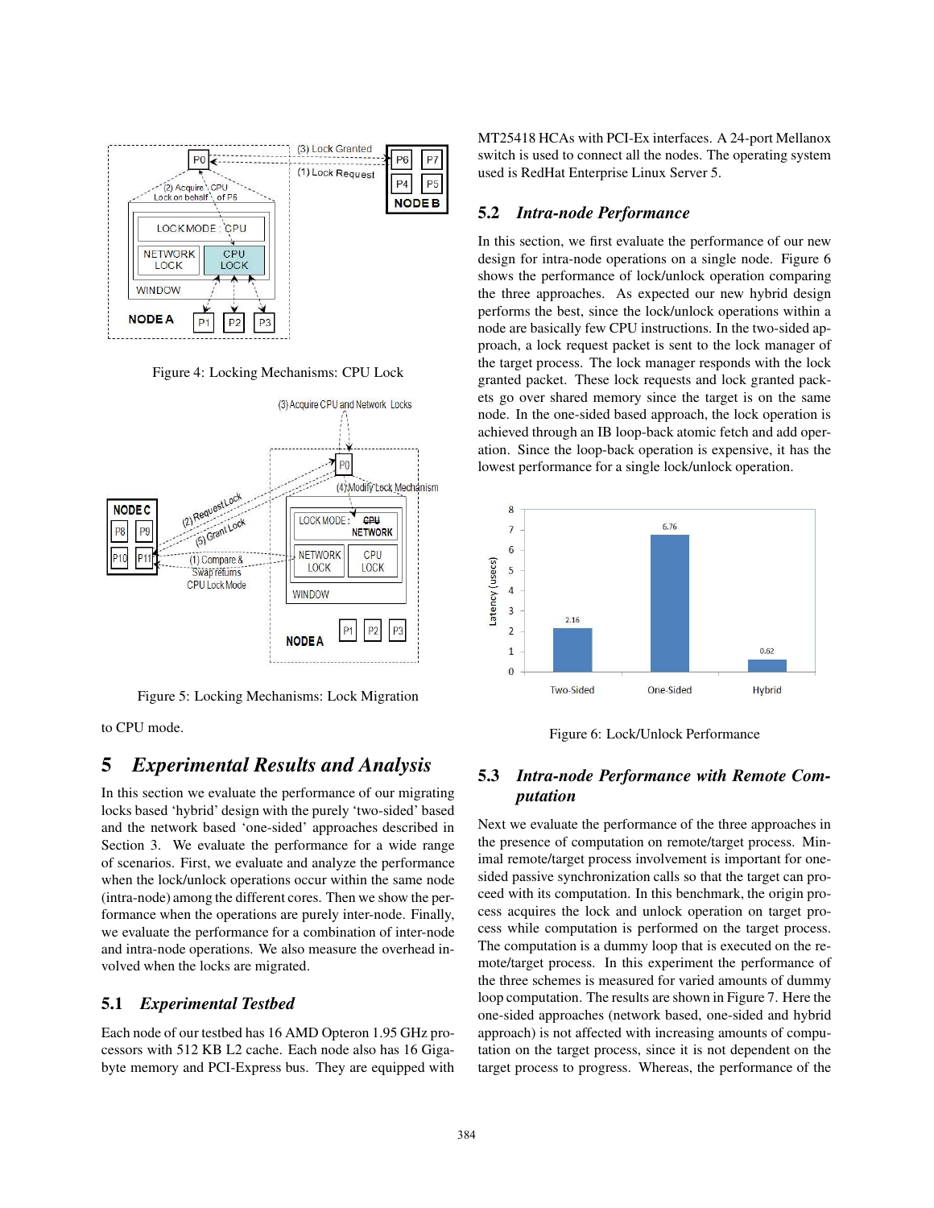Figure 4: Locking Mechanisms: CPU Lock

Figure 5: Locking Mechanisms: Lock Migration

to CPU mode.

# 5 *Experimental Results and Analysis*

In this section we evaluate the performance of our migrating locks based 'hybrid' design with the purely 'two-sided' based and the network based 'one-sided' approaches described in Section 3. We evaluate the performance for a wide range of scenarios. First, we evaluate and analyze the performance when the lock/unlock operations occur within the same node (intra-node) among the different cores. Then we show the performance when the operations are purely inter-node. Finally, we evaluate the performance for a combination of inter-node and intra-node operations. We also measure the overhead involved when the locks are migrated.

## 5.1 *Experimental Testbed*

Each node of our testbed has 16 AMD Opteron 1.95 GHz processors with 512 KB L2 cache. Each node also has 16 Gigabyte memory and PCI-Express bus. They are equipped with MT25418 HCAs with PCI-Ex interfaces. A 24-port Mellanox switch is used to connect all the nodes. The operating system used is RedHat Enterprise Linux Server 5.

## 5.2 *Intra-node Performance*

In this section, we first evaluate the performance of our new design for intra-node operations on a single node. Figure 6 shows the performance of lock/unlock operation comparing the three approaches. As expected our new hybrid design performs the best, since the lock/unlock operations within a node are basically few CPU instructions. In the two-sided approach, a lock request packet is sent to the lock manager of the target process. The lock manager responds with the lock granted packet. These lock requests and lock granted packets go over shared memory since the target is on the same node. In the one-sided based approach, the lock operation is achieved through an IB loop-back atomic fetch and add operation. Since the loop-back operation is expensive, it has the lowest performance for a single lock/unlock operation.

Figure 6: Lock/Unlock Performance

## 5.3 *Intra-node Performance with Remote Computation*

Next we evaluate the performance of the three approaches in the presence of computation on remote/target process. Minimal remote/target process involvement is important for one-sided passive synchronization calls so that the target can proceed with its computation. In this benchmark, the origin process acquires the lock and unlock operation on target process while computation is performed on the target process. The computation is a dummy loop that is executed on the remote/target process. In this experiment the performance of the three schemes is measured for varied amounts of dummy loop computation. The results are shown in Figure 7. Here the one-sided approaches (network based, one-sided and hybrid approach) is not affected with increasing amounts of computation on the target process, since it is not dependent on the target process to progress. Whereas, the performance of the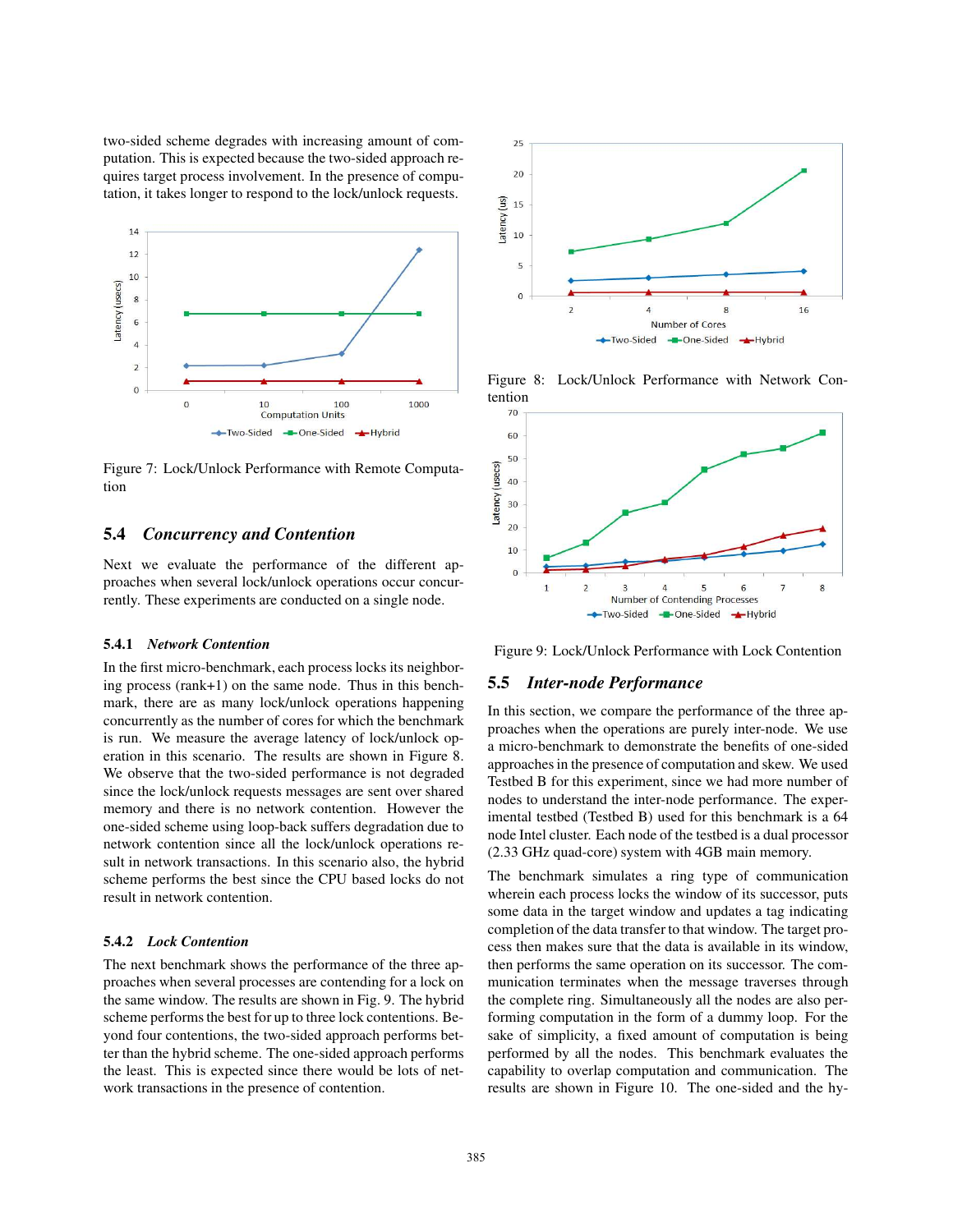two-sided scheme degrades with increasing amount of computation. This is expected because the two-sided approach requires target process involvement. In the presence of computation, it takes longer to respond to the lock/unlock requests.

Figure 7: Lock/Unlock Performance with Remote Computation

## 5.4 *Concurrency and Contention*

Next we evaluate the performance of the different approaches when several lock/unlock operations occur concurrently. These experiments are conducted on a single node.

### 5.4.1 *Network Contention*

In the first micro-benchmark, each process locks its neighboring process (rank+1) on the same node. Thus in this benchmark, there are as many lock/unlock operations happening concurrently as the number of cores for which the benchmark is run. We measure the average latency of lock/unlock operation in this scenario. The results are shown in Figure 8. We observe that the two-sided performance is not degraded since the lock/unlock requests messages are sent over shared memory and there is no network contention. However the one-sided scheme using loop-back suffers degradation due to network contention since all the lock/unlock operations result in network transactions. In this scenario also, the hybrid scheme performs the best since the CPU based locks do not result in network contention.

### 5.4.2 *Lock Contention*

The next benchmark shows the performance of the three approaches when several processes are contending for a lock on the same window. The results are shown in Fig. 9. The hybrid scheme performs the best for up to three lock contentions. Beyond four contentions, the two-sided approach performs better than the hybrid scheme. The one-sided approach performs the least. This is expected since there would be lots of network transactions in the presence of contention.

Figure 8: Lock/Unlock Performance with Network Contention

Figure 9: Lock/Unlock Performance with Lock Contention

## 5.5 *Inter-node Performance*

In this section, we compare the performance of the three approaches when the operations are purely inter-node. We use a micro-benchmark to demonstrate the benefits of one-sided approaches in the presence of computation and skew. We used Testbed B for this experiment, since we had more number of nodes to understand the inter-node performance. The experimental testbed (Testbed B) used for this benchmark is a 64 node Intel cluster. Each node of the testbed is a dual processor (2.33 GHz quad-core) system with 4GB main memory.

The benchmark simulates a ring type of communication wherein each process locks the window of its successor, puts some data in the target window and updates a tag indicating completion of the data transfer to that window. The target process then makes sure that the data is available in its window, then performs the same operation on its successor. The communication terminates when the message traverses through the complete ring. Simultaneously all the nodes are also performing computation in the form of a dummy loop. For the sake of simplicity, a fixed amount of computation is being performed by all the nodes. This benchmark evaluates the capability to overlap computation and communication. The results are shown in Figure 10. The one-sided and the hy-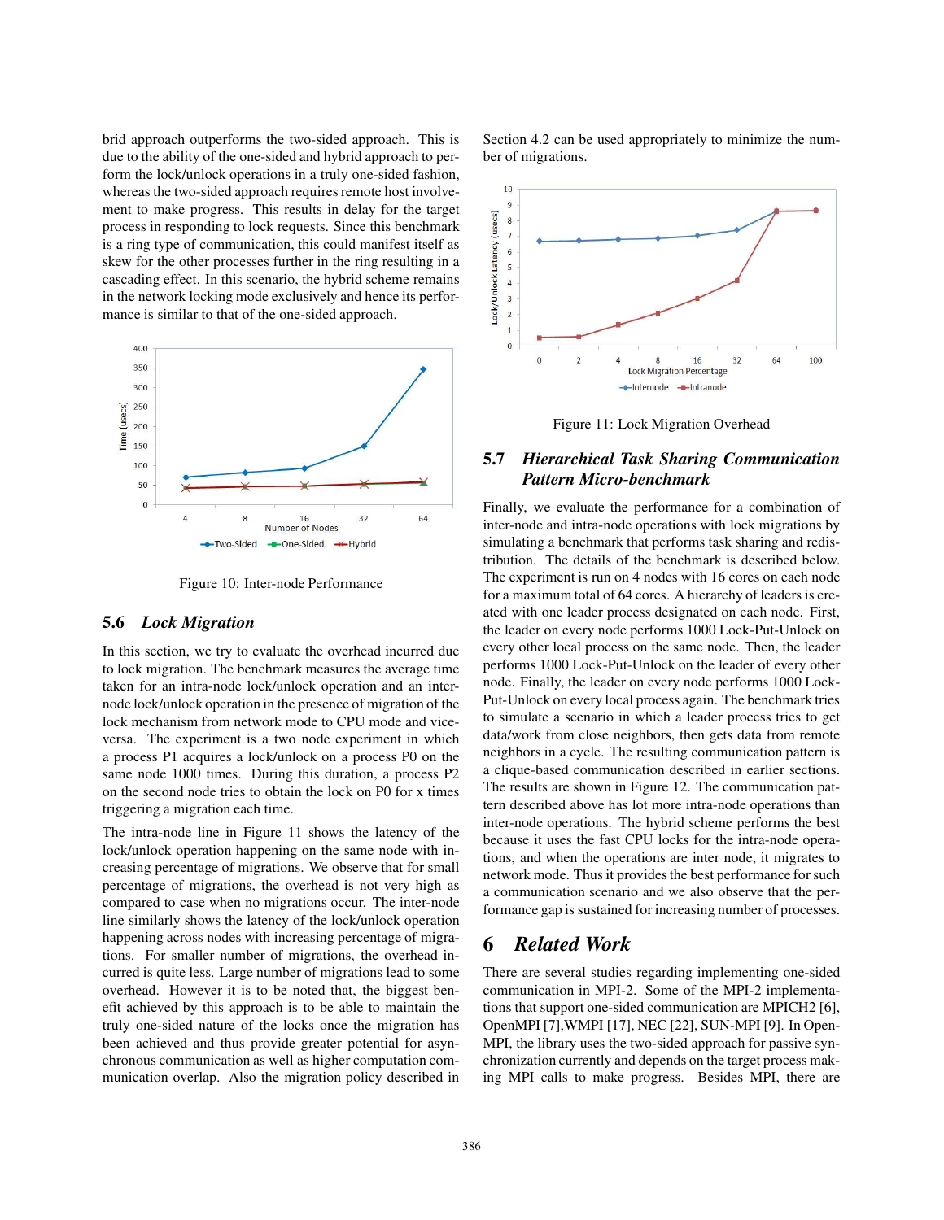brid approach outperforms the two-sided approach. This is due to the ability of the one-sided and hybrid approach to perform the lock/unlock operations in a truly one-sided fashion, whereas the two-sided approach requires remote host involvement to make progress. This results in delay for the target process in responding to lock requests. Since this benchmark is a ring type of communication, this could manifest itself as skew for the other processes further in the ring resulting in a cascading effect. In this scenario, the hybrid scheme remains in the network locking mode exclusively and hence its performance is similar to that of the one-sided approach.

Figure 10: Inter-node Performance

### 5.6 *Lock Migration*

In this section, we try to evaluate the overhead incurred due to lock migration. The benchmark measures the average time taken for an intra-node lock/unlock operation and an inter-node lock/unlock operation in the presence of migration of the lock mechanism from network mode to CPU mode and vice-versa. The experiment is a two node experiment in which a process P1 acquires a lock/unlock on a process P0 on the same node 1000 times. During this duration, a process P2 on the second node tries to obtain the lock on P0 for x times triggering a migration each time.

The intra-node line in Figure 11 shows the latency of the lock/unlock operation happening on the same node with increasing percentage of migrations. We observe that for small percentage of migrations, the overhead is not very high as compared to case when no migrations occur. The inter-node line similarly shows the latency of the lock/unlock operation happening across nodes with increasing percentage of migrations. For smaller number of migrations, the overhead incurred is quite less. Large number of migrations lead to some overhead. However it is to be noted that, the biggest benefit achieved by this approach is to be able to maintain the truly one-sided nature of the locks once the migration has been achieved and thus provide greater potential for asynchronous communication as well as higher computation communication overlap. Also the migration policy described in Section 4.2 can be used appropriately to minimize the number of migrations.

Figure 11: Lock Migration Overhead

### 5.7 *Hierarchical Task Sharing Communication Pattern Micro-benchmark*

Finally, we evaluate the performance for a combination of inter-node and intra-node operations with lock migrations by simulating a benchmark that performs task sharing and redistribution. The details of the benchmark is described below. The experiment is run on 4 nodes with 16 cores on each node for a maximum total of 64 cores. A hierarchy of leaders is created with one leader process designated on each node. First, the leader on every node performs 1000 Lock-Put-Unlock on every other local process on the same node. Then, the leader performs 1000 Lock-Put-Unlock on the leader of every other node. Finally, the leader on every node performs 1000 Lock-Put-Unlock on every local process again. The benchmark tries to simulate a scenario in which a leader process tries to get data/work from close neighbors, then gets data from remote neighbors in a cycle. The resulting communication pattern is a clique-based communication described in earlier sections. The results are shown in Figure 12. The communication pattern described above has lot more intra-node operations than inter-node operations. The hybrid scheme performs the best because it uses the fast CPU locks for the intra-node operations, and when the operations are inter node, it migrates to network mode. Thus it provides the best performance for such a communication scenario and we also observe that the performance gap is sustained for increasing number of processes.

## 6 *Related Work*

There are several studies regarding implementing one-sided communication in MPI-2. Some of the MPI-2 implementations that support one-sided communication are MPICH2 [6], OpenMPI [7],WMPI [17], NEC [22], SUN-MPI [9]. In OpenMPI, the library uses the two-sided approach for passive synchronization currently and depends on the target process making MPI calls to make progress. Besides MPI, there are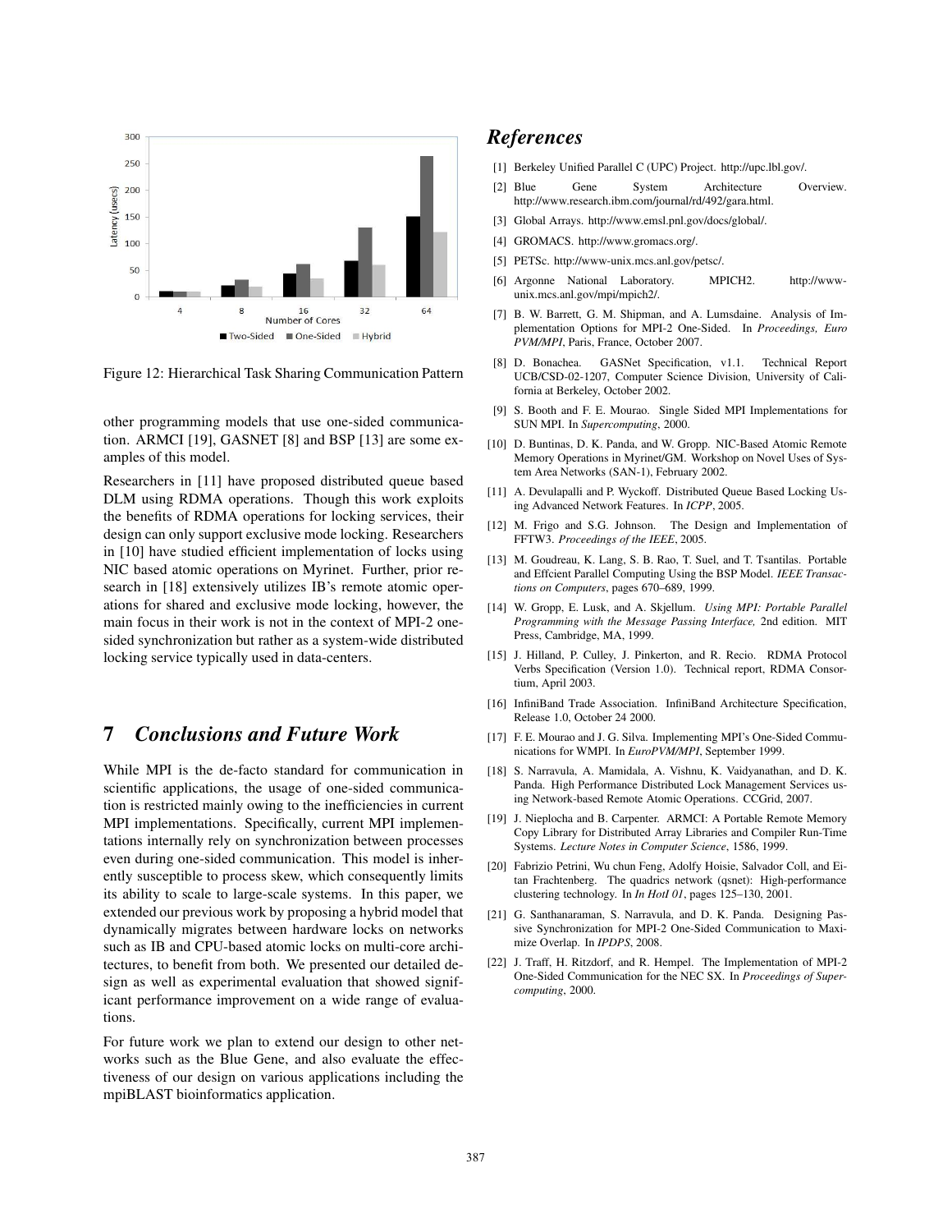300
250
200
150
100
50
0
Latency (usecs)
4
8
16
32
64
Number of Cores
Two-Sided One-Sided Hybrid

Figure 12: Hierarchical Task Sharing Communication Pattern

other programming models that use one-sided communication. ARMCI [19], GASNET [8] and BSP [13] are some examples of this model.

Researchers in [11] have proposed distributed queue based DLM using RDMA operations. Though this work exploits the benefits of RDMA operations for locking services, their design can only support exclusive mode locking. Researchers in [10] have studied efficient implementation of locks using NIC based atomic operations on Myrinet. Further, prior research in [18] extensively utilizes IB's remote atomic operations for shared and exclusive mode locking, however, the main focus in their work is not in the context of MPI-2 one-sided synchronization but rather as a system-wide distributed locking service typically used in data-centers.

## 7 *Conclusions and Future Work*

While MPI is the de-facto standard for communication in scientific applications, the usage of one-sided communication is restricted mainly owing to the inefficiencies in current MPI implementations. Specifically, current MPI implementations internally rely on synchronization between processes even during one-sided communication. This model is inherently susceptible to process skew, which consequently limits its ability to scale to large-scale systems. In this paper, we extended our previous work by proposing a hybrid model that dynamically migrates between hardware locks on networks such as IB and CPU-based atomic locks on multi-core architectures, to benefit from both. We presented our detailed design as well as experimental evaluation that showed significant performance improvement on a wide range of evaluations.

For future work we plan to extend our design to other networks such as the Blue Gene, and also evaluate the effectiveness of our design on various applications including the mpiBLAST bioinformatics application.

## *References*

[1] Berkeley Unified Parallel C (UPC) Project. http://upc.lbl.gov/.

[2] Blue Gene System Architecture Overview. http://www.research.ibm.com/journal/rd/492/gara.html.

[3] Global Arrays. http://www.emsl.pnl.gov/docs/global/.

[4] GROMACS. http://www.gromacs.org/.

[5] PETSc. http://www-unix.mcs.anl.gov/petsc/.

[6] Argonne National Laboratory. MPICH2. http://www-unix.mcs.anl.gov/mpi/mpich2/.

[7] B. W. Barrett, G. M. Shipman, and A. Lumsdaine. Analysis of Implementation Options for MPI-2 One-Sided. In *Proceedings, Euro PVM/MPI*, Paris, France, October 2007.

[8] D. Bonachea. GASNet Specification, v1.1. Technical Report UCB/CSD-02-1207, Computer Science Division, University of California at Berkeley, October 2002.

[9] S. Booth and F. E. Mourao. Single Sided MPI Implementations for SUN MPI. In *Supercomputing*, 2000.

[10] D. Buntinas, D. K. Panda, and W. Gropp. NIC-Based Atomic Remote Memory Operations in Myrinet/GM. Workshop on Novel Uses of System Area Networks (SAN-1), February 2002.

[11] A. Devulapalli and P. Wyckoff. Distributed Queue Based Locking Using Advanced Network Features. In *ICPP*, 2005.

[12] M. Frigo and S.G. Johnson. The Design and Implementation of FFTW3. *Proceedings of the IEEE*, 2005.

[13] M. Goudreau, K. Lang, S. B. Rao, T. Suel, and T. Tsantilas. Portable and Effcient Parallel Computing Using the BSP Model. *IEEE Transactions on Computers*, pages 670–689, 1999.

[14] W. Gropp, E. Lusk, and A. Skjellum. *Using MPI: Portable Parallel Programming with the Message Passing Interface,* 2nd edition. MIT Press, Cambridge, MA, 1999.

[15] J. Hilland, P. Culley, J. Pinkerton, and R. Recio. RDMA Protocol Verbs Specification (Version 1.0). Technical report, RDMA Consortium, April 2003.

[16] InfiniBand Trade Association. InfiniBand Architecture Specification, Release 1.0, October 24 2000.

[17] F. E. Mourao and J. G. Silva. Implementing MPI's One-Sided Communications for WMPI. In *EuroPVM/MPI*, September 1999.

[18] S. Narravula, A. Mamidala, A. Vishnu, K. Vaidyanathan, and D. K. Panda. High Performance Distributed Lock Management Services using Network-based Remote Atomic Operations. CCGrid, 2007.

[19] J. Nieplocha and B. Carpenter. ARMCI: A Portable Remote Memory Copy Library for Distributed Array Libraries and Compiler Run-Time Systems. *Lecture Notes in Computer Science*, 1586, 1999.

[20] Fabrizio Petrini, Wu chun Feng, Adolfy Hoisie, Salvador Coll, and Eitan Frachtenberg. The quadrics network (qsnet): High-performance clustering technology. In *In HotI 01*, pages 125–130, 2001.

[21] G. Santhanaraman, S. Narravula, and D. K. Panda. Designing Passive Synchronization for MPI-2 One-Sided Communication to Maximize Overlap. In *IPDPS*, 2008.

[22] J. Traff, H. Ritzdorf, and R. Hempel. The Implementation of MPI-2 One-Sided Communication for the NEC SX. In *Proceedings of Supercomputing*, 2000.